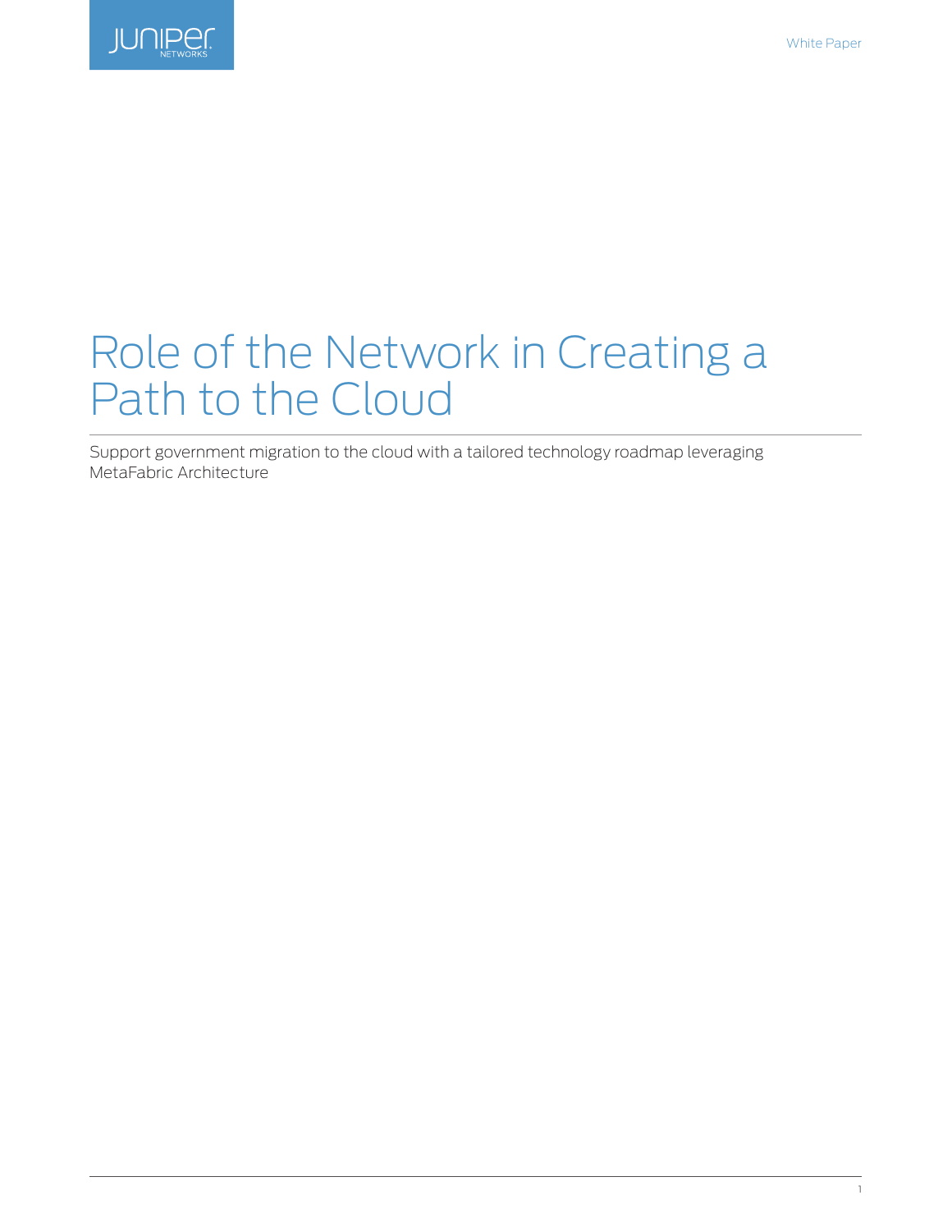White Paper

# Role of the Network in Creating a Path to the Cloud

Support government migration to the cloud with a tailored technology roadmap leveraging MetaFabric Architecture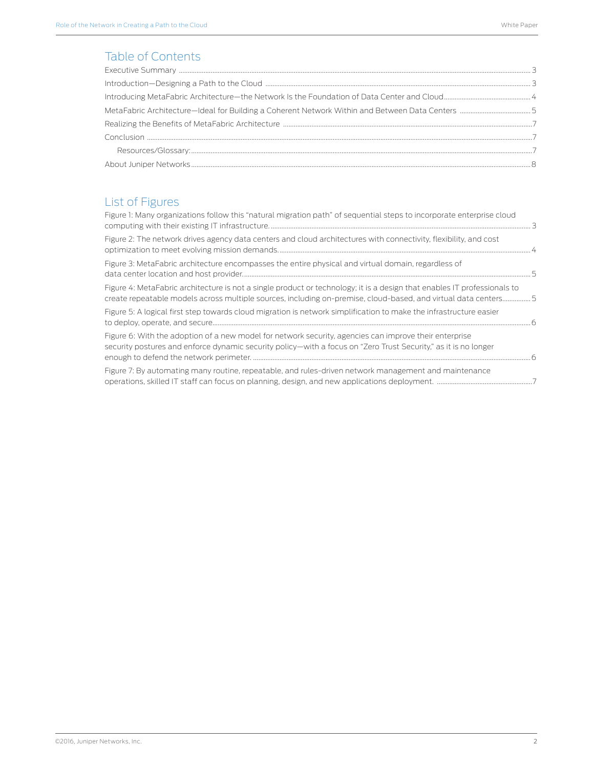## Table of Contents

Executive Summary ........................................................................................................................................................ 3

Introduction—Designing a Path to the Cloud ........................................................................................................... 3

Introducing MetaFabric Architecture—the Network Is the Foundation of Data Center and Cloud................................................ 4

MetaFabric Architecture—Ideal for Building a Coherent Network Within and Between Data Centers ......................................... 5

Realizing the Benefits of MetaFabric Architecture ..................................................................................................... 7

Conclusion ..................................................................................................................................................................... 7

  Resources/Glossary: .................................................................................................................................................. 7

About Juniper Networks ............................................................................................................................................... 8

## List of Figures

Figure 1: Many organizations follow this "natural migration path" of sequential steps to incorporate enterprise cloud computing with their existing IT infrastructure. ........................................................................................ 3

Figure 2: The network drives agency data centers and cloud architectures with connectivity, flexibility, and cost optimization to meet evolving mission demands. ........................................................................................ 4

Figure 3: MetaFabric architecture encompasses the entire physical and virtual domain, regardless of data center location and host provider. ........................................................................................................ 5

Figure 4: MetaFabric architecture is not a single product or technology; it is a design that enables IT professionals to create repeatable models across multiple sources, including on-premise, cloud-based, and virtual data centers................ 5

Figure 5: A logical first step towards cloud migration is network simplification to make the infrastructure easier to deploy, operate, and secure. ........................................................................................................ 6

Figure 6: With the adoption of a new model for network security, agencies can improve their enterprise security postures and enforce dynamic security policy—with a focus on "Zero Trust Security," as it is no longer enough to defend the network perimeter. ........................................................................................................ 6

Figure 7: By automating many routine, repeatable, and rules-driven network management and maintenance operations, skilled IT staff can focus on planning, design, and new applications deployment. ........................................ 7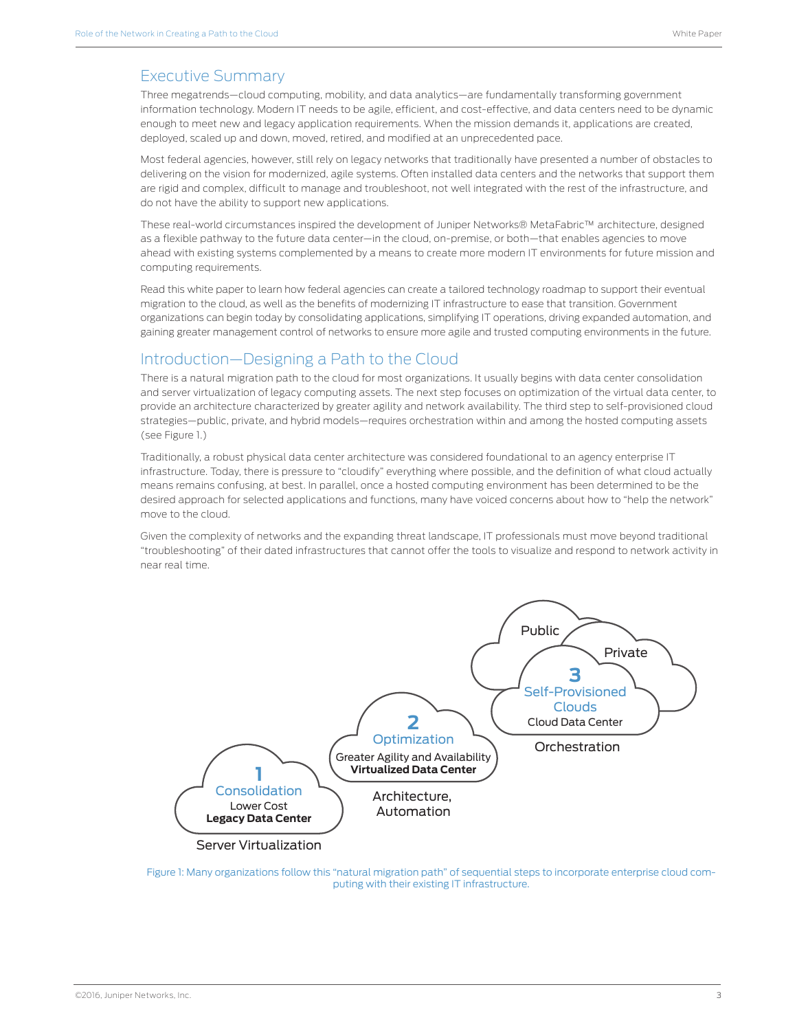## Executive Summary

Three megatrends—cloud computing, mobility, and data analytics—are fundamentally transforming government information technology. Modern IT needs to be agile, efficient, and cost-effective, and data centers need to be dynamic enough to meet new and legacy application requirements. When the mission demands it, applications are created, deployed, scaled up and down, moved, retired, and modified at an unprecedented pace.

Most federal agencies, however, still rely on legacy networks that traditionally have presented a number of obstacles to delivering on the vision for modernized, agile systems. Often installed data centers and the networks that support them are rigid and complex, difficult to manage and troubleshoot, not well integrated with the rest of the infrastructure, and do not have the ability to support new applications.

These real-world circumstances inspired the development of Juniper Networks® MetaFabric™ architecture, designed as a flexible pathway to the future data center—in the cloud, on-premise, or both—that enables agencies to move ahead with existing systems complemented by a means to create more modern IT environments for future mission and computing requirements.

Read this white paper to learn how federal agencies can create a tailored technology roadmap to support their eventual migration to the cloud, as well as the benefits of modernizing IT infrastructure to ease that transition. Government organizations can begin today by consolidating applications, simplifying IT operations, driving expanded automation, and gaining greater management control of networks to ensure more agile and trusted computing environments in the future.

## Introduction—Designing a Path to the Cloud

There is a natural migration path to the cloud for most organizations. It usually begins with data center consolidation and server virtualization of legacy computing assets. The next step focuses on optimization of the virtual data center, to provide an architecture characterized by greater agility and network availability. The third step to self-provisioned cloud strategies—public, private, and hybrid models—requires orchestration within and among the hosted computing assets (see Figure 1.)

Traditionally, a robust physical data center architecture was considered foundational to an agency enterprise IT infrastructure. Today, there is pressure to "cloudify" everything where possible, and the definition of what cloud actually means remains confusing, at best. In parallel, once a hosted computing environment has been determined to be the desired approach for selected applications and functions, many have voiced concerns about how to "help the network" move to the cloud.

Given the complexity of networks and the expanding threat landscape, IT professionals must move beyond traditional "troubleshooting" of their dated infrastructures that cannot offer the tools to visualize and respond to network activity in near real time.

**1** Consolidation — Lower Cost — **Legacy Data Center** — Server Virtualization

**2** Optimization — Greater Agility and Availability — **Virtualized Data Center** — Architecture, Automation

**3** Self-Provisioned Clouds (Public, Private) — Cloud Data Center — Orchestration

Figure 1: Many organizations follow this "natural migration path" of sequential steps to incorporate enterprise cloud computing with their existing IT infrastructure.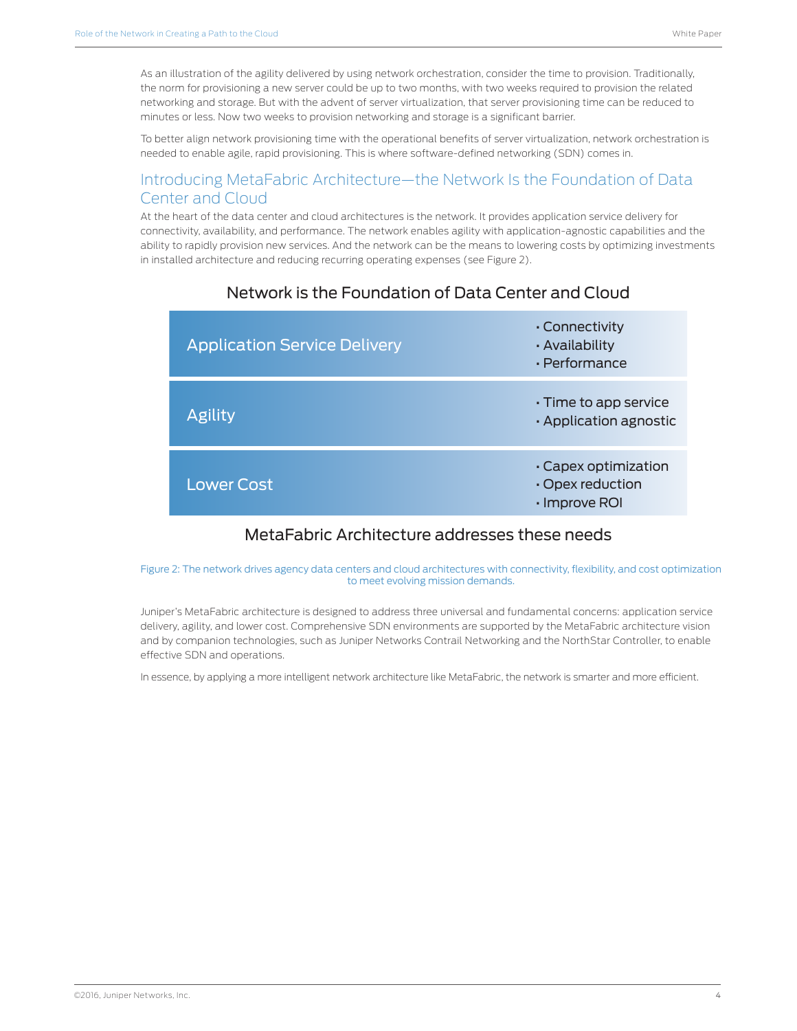As an illustration of the agility delivered by using network orchestration, consider the time to provision. Traditionally, the norm for provisioning a new server could be up to two months, with two weeks required to provision the related networking and storage. But with the advent of server virtualization, that server provisioning time can be reduced to minutes or less. Now two weeks to provision networking and storage is a significant barrier.

To better align network provisioning time with the operational benefits of server virtualization, network orchestration is needed to enable agile, rapid provisioning. This is where software-defined networking (SDN) comes in.

## Introducing MetaFabric Architecture—the Network Is the Foundation of Data Center and Cloud

At the heart of the data center and cloud architectures is the network. It provides application service delivery for connectivity, availability, and performance. The network enables agility with application-agnostic capabilities and the ability to rapidly provision new services. And the network can be the means to lowering costs by optimizing investments in installed architecture and reducing recurring operating expenses (see Figure 2).

**Network is the Foundation of Data Center and Cloud**

| | |
|---|---|
| Application Service Delivery | • Connectivity<br>• Availability<br>• Performance |
| Agility | • Time to app service<br>• Application agnostic |
| Lower Cost | • Capex optimization<br>• Opex reduction<br>• Improve ROI |

**MetaFabric Architecture addresses these needs**

Figure 2: The network drives agency data centers and cloud architectures with connectivity, flexibility, and cost optimization to meet evolving mission demands.

Juniper's MetaFabric architecture is designed to address three universal and fundamental concerns: application service delivery, agility, and lower cost. Comprehensive SDN environments are supported by the MetaFabric architecture vision and by companion technologies, such as Juniper Networks Contrail Networking and the NorthStar Controller, to enable effective SDN and operations.

In essence, by applying a more intelligent network architecture like MetaFabric, the network is smarter and more efficient.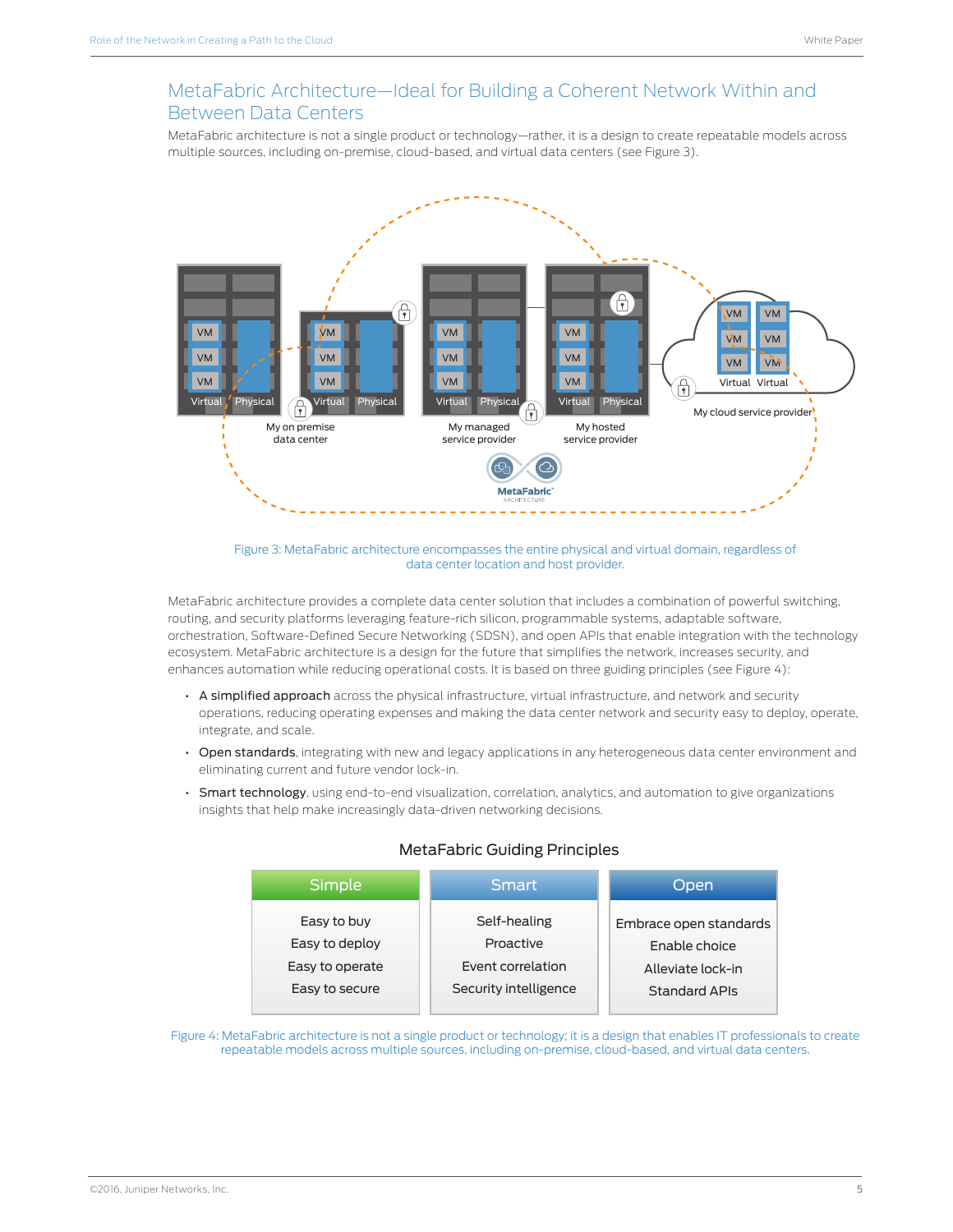## MetaFabric Architecture—Ideal for Building a Coherent Network Within and Between Data Centers

MetaFabric architecture is not a single product or technology—rather, it is a design to create repeatable models across multiple sources, including on-premise, cloud-based, and virtual data centers (see Figure 3).

Figure 3: MetaFabric architecture encompasses the entire physical and virtual domain, regardless of data center location and host provider.

MetaFabric architecture provides a complete data center solution that includes a combination of powerful switching, routing, and security platforms leveraging feature-rich silicon, programmable systems, adaptable software, orchestration, Software-Defined Secure Networking (SDSN), and open APIs that enable integration with the technology ecosystem. MetaFabric architecture is a design for the future that simplifies the network, increases security, and enhances automation while reducing operational costs. It is based on three guiding principles (see Figure 4):

- A simplified approach across the physical infrastructure, virtual infrastructure, and network and security operations, reducing operating expenses and making the data center network and security easy to deploy, operate, integrate, and scale.
- Open standards, integrating with new and legacy applications in any heterogeneous data center environment and eliminating current and future vendor lock-in.
- Smart technology, using end-to-end visualization, correlation, analytics, and automation to give organizations insights that help make increasingly data-driven networking decisions.

**MetaFabric Guiding Principles**

| Simple | Smart | Open |
|---|---|---|
| Easy to buy | Self-healing | Embrace open standards |
| Easy to deploy | Proactive | Enable choice |
| Easy to operate | Event correlation | Alleviate lock-in |
| Easy to secure | Security intelligence | Standard APIs |

Figure 4: MetaFabric architecture is not a single product or technology; it is a design that enables IT professionals to create repeatable models across multiple sources, including on-premise, cloud-based, and virtual data centers.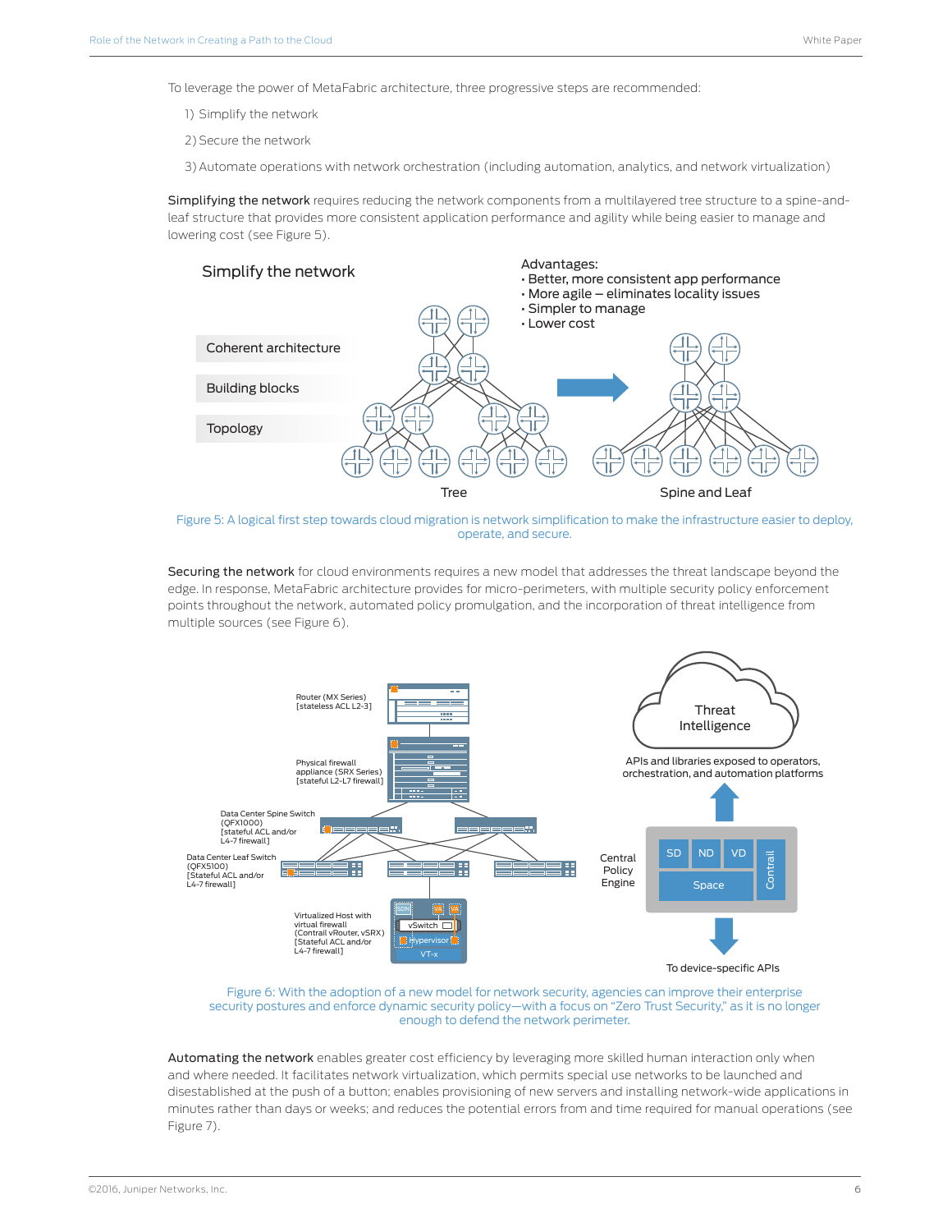To leverage the power of MetaFabric architecture, three progressive steps are recommended:

1) Simplify the network
2) Secure the network
3) Automate operations with network orchestration (including automation, analytics, and network virtualization)

**Simplifying the network** requires reducing the network components from a multilayered tree structure to a spine-and-leaf structure that provides more consistent application performance and agility while being easier to manage and lowering cost (see Figure 5).

Figure 5: A logical first step towards cloud migration is network simplification to make the infrastructure easier to deploy, operate, and secure.

**Securing the network** for cloud environments requires a new model that addresses the threat landscape beyond the edge. In response, MetaFabric architecture provides for micro-perimeters, with multiple security policy enforcement points throughout the network, automated policy promulgation, and the incorporation of threat intelligence from multiple sources (see Figure 6).

Figure 6: With the adoption of a new model for network security, agencies can improve their enterprise security postures and enforce dynamic security policy—with a focus on "Zero Trust Security," as it is no longer enough to defend the network perimeter.

**Automating the network** enables greater cost efficiency by leveraging more skilled human interaction only when and where needed. It facilitates network virtualization, which permits special use networks to be launched and disestablished at the push of a button; enables provisioning of new servers and installing network-wide applications in minutes rather than days or weeks; and reduces the potential errors from and time required for manual operations (see Figure 7).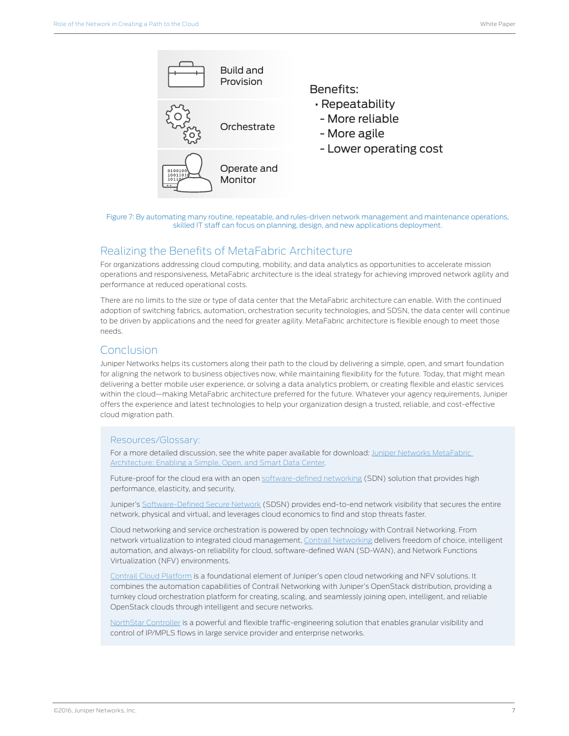Build and Provision

Orchestrate

Operate and Monitor

Benefits:
- Repeatability
  - More reliable
  - More agile
  - Lower operating cost

Figure 7: By automating many routine, repeatable, and rules-driven network management and maintenance operations, skilled IT staff can focus on planning, design, and new applications deployment.

## Realizing the Benefits of MetaFabric Architecture

For organizations addressing cloud computing, mobility, and data analytics as opportunities to accelerate mission operations and responsiveness, MetaFabric architecture is the ideal strategy for achieving improved network agility and performance at reduced operational costs.

There are no limits to the size or type of data center that the MetaFabric architecture can enable. With the continued adoption of switching fabrics, automation, orchestration security technologies, and SDSN, the data center will continue to be driven by applications and the need for greater agility. MetaFabric architecture is flexible enough to meet those needs.

## Conclusion

Juniper Networks helps its customers along their path to the cloud by delivering a simple, open, and smart foundation for aligning the network to business objectives now, while maintaining flexibility for the future. Today, that might mean delivering a better mobile user experience, or solving a data analytics problem, or creating flexible and elastic services within the cloud—making MetaFabric architecture preferred for the future. Whatever your agency requirements, Juniper offers the experience and latest technologies to help your organization design a trusted, reliable, and cost-effective cloud migration path.

### Resources/Glossary:

For a more detailed discussion, see the white paper available for download: Juniper Networks MetaFabric Architecture: Enabling a Simple, Open, and Smart Data Center.

Future-proof for the cloud era with an open software-defined networking (SDN) solution that provides high performance, elasticity, and security.

Juniper's Software-Defined Secure Network (SDSN) provides end-to-end network visibility that secures the entire network, physical and virtual, and leverages cloud economics to find and stop threats faster.

Cloud networking and service orchestration is powered by open technology with Contrail Networking. From network virtualization to integrated cloud management, Contrail Networking delivers freedom of choice, intelligent automation, and always-on reliability for cloud, software-defined WAN (SD-WAN), and Network Functions Virtualization (NFV) environments.

Contrail Cloud Platform is a foundational element of Juniper's open cloud networking and NFV solutions. It combines the automation capabilities of Contrail Networking with Juniper's OpenStack distribution, providing a turnkey cloud orchestration platform for creating, scaling, and seamlessly joining open, intelligent, and reliable OpenStack clouds through intelligent and secure networks.

NorthStar Controller is a powerful and flexible traffic-engineering solution that enables granular visibility and control of IP/MPLS flows in large service provider and enterprise networks.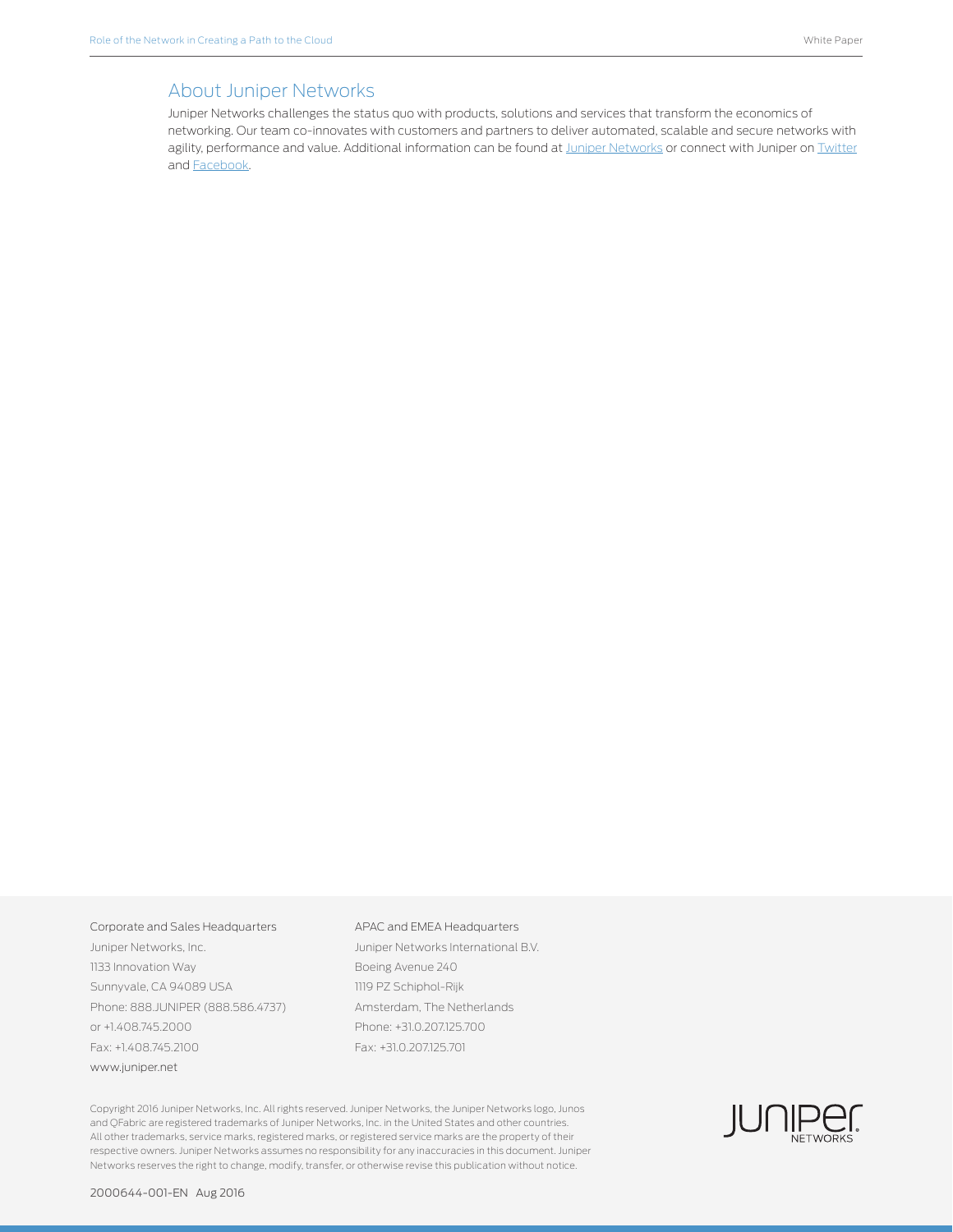## About Juniper Networks

Juniper Networks challenges the status quo with products, solutions and services that transform the economics of networking. Our team co-innovates with customers and partners to deliver automated, scalable and secure networks with agility, performance and value. Additional information can be found at Juniper Networks or connect with Juniper on Twitter and Facebook.

Corporate and Sales Headquarters
Juniper Networks, Inc.
1133 Innovation Way
Sunnyvale, CA 94089 USA
Phone: 888.JUNIPER (888.586.4737)
or +1.408.745.2000
Fax: +1.408.745.2100
www.juniper.net

APAC and EMEA Headquarters
Juniper Networks International B.V.
Boeing Avenue 240
1119 PZ Schiphol-Rijk
Amsterdam, The Netherlands
Phone: +31.0.207.125.700
Fax: +31.0.207.125.701

Copyright 2016 Juniper Networks, Inc. All rights reserved. Juniper Networks, the Juniper Networks logo, Junos and QFabric are registered trademarks of Juniper Networks, Inc. in the United States and other countries. All other trademarks, service marks, registered marks, or registered service marks are the property of their respective owners. Juniper Networks assumes no responsibility for any inaccuracies in this document. Juniper Networks reserves the right to change, modify, transfer, or otherwise revise this publication without notice.

2000644-001-EN Aug 2016